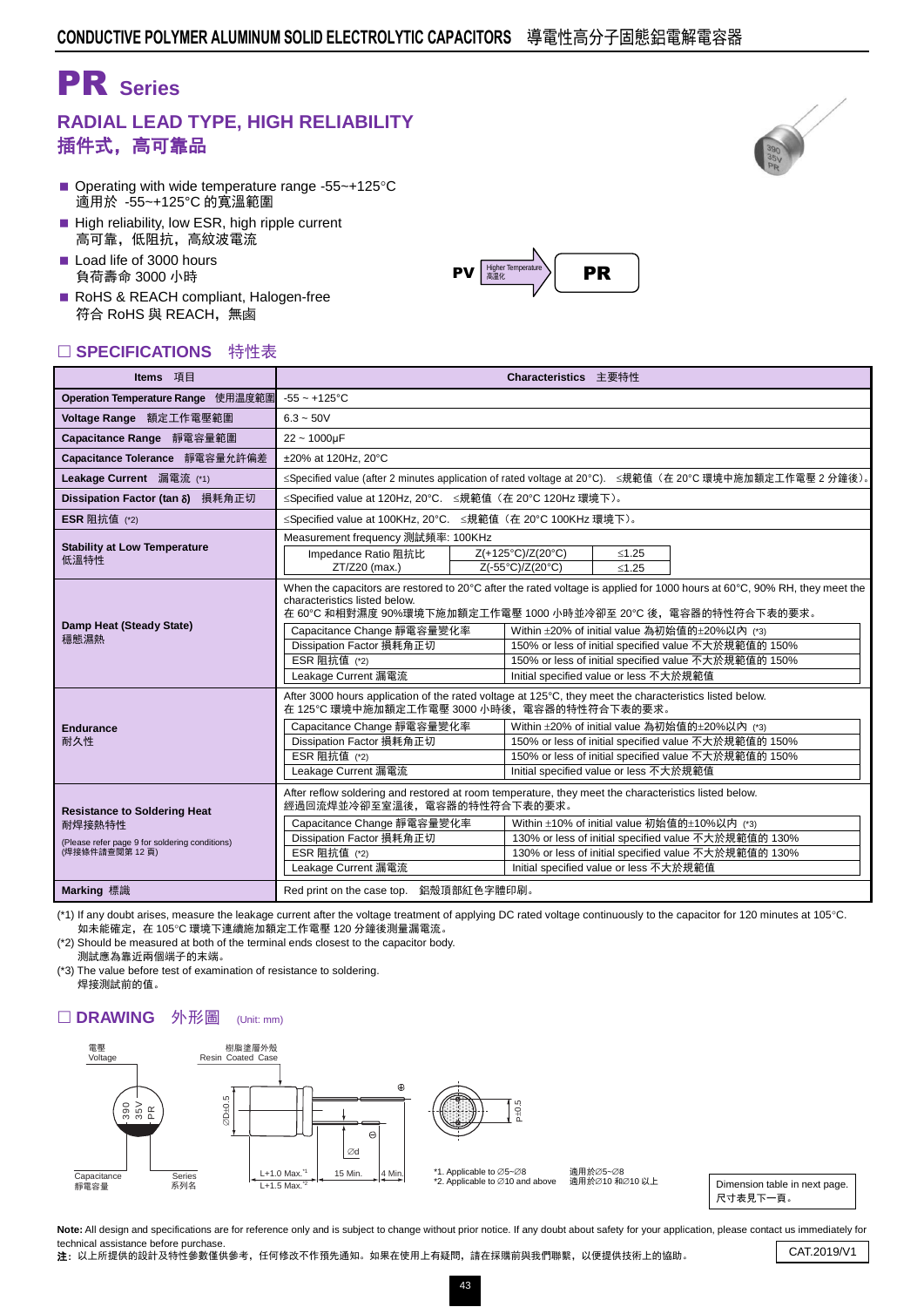# PR Series

## RADIAL LEAD TYPE, HIGH RELIABILITY
## 插件式，高可靠品

- Operating with wide temperature range -55~+125°C
  適用於 -55~+125°C 的寬溫範圍
- High reliability, low ESR, high ripple current
  高可靠，低阻抗，高紋波電流
- Load life of 3000 hours
  負荷壽命 3000 小時
- RoHS & REACH compliant, Halogen-free
  符合 RoHS 與 REACH，無鹵

PV → Higher Temperature 高溫化 → PR

## SPECIFICATIONS 特性表

| Items 項目 | Characteristics 主要特性 | | |
|---|---|---|---|
| Operation Temperature Range 使用溫度範圍 | -55 ~ +125°C | | |
| Voltage Range 額定工作電壓範圍 | 6.3 ~ 50V | | |
| Capacitance Range 靜電容量範圍 | 22 ~ 1000μF | | |
| Capacitance Tolerance 靜電容量允許偏差 | ±20% at 120Hz, 20°C | | |
| Leakage Current 漏電流 (*1) | ≤Specified value (after 2 minutes application of rated voltage at 20°C). ≤規範值（在 20°C 環境中施加額定工作電壓 2 分鐘後）。 | | |
| Dissipation Factor (tan δ) 損耗角正切 | ≤Specified value at 120Hz, 20°C. ≤規範值（在 20°C 120Hz 環境下）。 | | |
| ESR 阻抗值 (*2) | ≤Specified value at 100KHz, 20°C. ≤規範值（在 20°C 100KHz 環境下）。 | | |
| Stability at Low Temperature 低溫特性 | Measurement frequency 測試頻率: 100KHz | | |
| | Impedance Ratio 阻抗比 ZT/Z20 (max.) | Z(+125°C)/Z(20°C) | ≤1.25 |
| | | Z(-55°C)/Z(20°C) | ≤1.25 |
| Damp Heat (Steady State) 穩態濕熱 | When the capacitors are restored to 20°C after the rated voltage is applied for 1000 hours at 60°C, 90% RH, they meet the characteristics listed below. 在 60°C 和相對濕度 90%環境下施加額定工作電壓 1000 小時並冷卻至 20°C 後，電容器的特性符合下表的要求。 | | |
| | Capacitance Change 靜電容量變化率 | Within ±20% of initial value 為初始值的±20%以內 (*3) | |
| | Dissipation Factor 損耗角正切 | 150% or less of initial specified value 不大於規範值的 150% | |
| | ESR 阻抗值 (*2) | 150% or less of initial specified value 不大於規範值的 150% | |
| | Leakage Current 漏電流 | Initial specified value or less 不大於規範值 | |
| Endurance 耐久性 | After 3000 hours application of the rated voltage at 125°C, they meet the characteristics listed below. 在 125°C 環境中施加額定工作電壓 3000 小時後，電容器的特性符合下表的要求。 | | |
| | Capacitance Change 靜電容量變化率 | Within ±20% of initial value 為初始值的±20%以內 (*3) | |
| | Dissipation Factor 損耗角正切 | 150% or less of initial specified value 不大於規範值的 150% | |
| | ESR 阻抗值 (*2) | 150% or less of initial specified value 不大於規範值的 150% | |
| | Leakage Current 漏電流 | Initial specified value or less 不大於規範值 | |
| Resistance to Soldering Heat 耐焊接熱特性 (Please refer page 9 for soldering conditions) (焊接條件請查閱第 12 頁) | After reflow soldering and restored at room temperature, they meet the characteristics listed below. 經過回流焊並冷卻至室溫後，電容器的特性符合下表的要求。 | | |
| | Capacitance Change 靜電容量變化率 | Within ±10% of initial value 初始值的±10%以內 (*3) | |
| | Dissipation Factor 損耗角正切 | 130% or less of initial specified value 不大於規範值的 130% | |
| | ESR 阻抗值 (*2) | 130% or less of initial specified value 不大於規範值的 130% | |
| | Leakage Current 漏電流 | Initial specified value or less 不大於規範值 | |
| Marking 標識 | Red print on the case top. 鋁殼頂部紅色字體印刷。 | | |

(*1) If any doubt arises, measure the leakage current after the voltage treatment of applying DC rated voltage continuously to the capacitor for 120 minutes at 105°C.
如未能確定，在 105°C 環境下連續施加額定工作電壓 120 分鐘後測量漏電流。
(*2) Should be measured at both of the terminal ends closest to the capacitor body.
測試應為靠近兩個端子的末端。
(*3) The value before test of examination of resistance to soldering.
焊接測試前的值。

## DRAWING 外形圖 (Unit: mm)

電壓 Voltage | 樹脂塗層外殼 Resin Coated Case | Capacitance 靜電容量 | Series 系列名

390 35V PR

∅D±0.5 | ∅d | L+1.0 Max.[*1] L+1.5 Max.[*2] | 15 Min. | 4 Min. | P±0.5

*1. Applicable to ∅5~∅8 適用於∅5~∅8
*2. Applicable to ∅10 and above 適用於∅10 和∅10 以上

Dimension table in next page.
尺寸表見下一頁。

**Note:** All design and specifications are for reference only and is subject to change without prior notice. If any doubt about safety for your application, please contact us immediately for technical assistance before purchase.
**注：** 以上所提供的設計及特性參數僅供參考，任何修改不作預先通知。如果在使用上有疑問，請在採購前與我們聯繫，以便提供技術上的協助。

CAT.2019/V1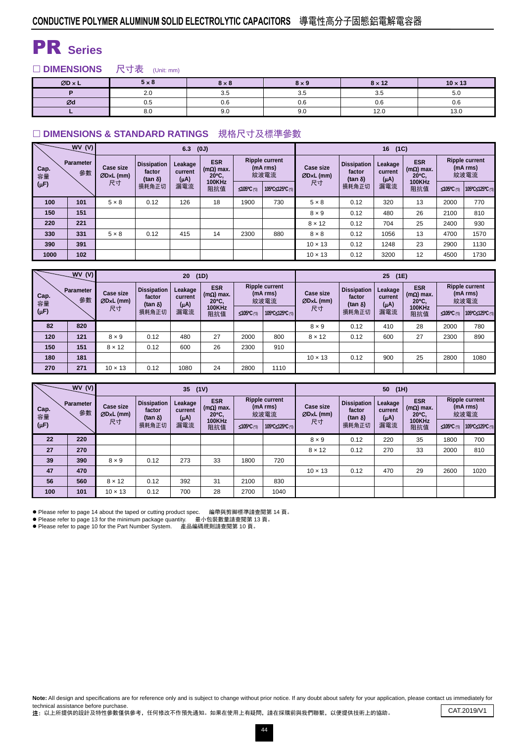# CONDUCTIVE POLYMER ALUMINUM SOLID ELECTROLYTIC CAPACITORS 導電性高分子固態鋁電解電容器

# PR Series

## □ DIMENSIONS 尺寸表 (Unit: mm)

| ØD × L | 5 × 8 | 8 × 8 | 8 × 9 | 8 × 12 | 10 × 13 |
|---|---|---|---|---|---|
| P | 2.0 | 3.5 | 3.5 | 3.5 | 5.0 |
| Ød | 0.5 | 0.6 | 0.6 | 0.6 | 0.6 |
| L | 8.0 | 9.0 | 9.0 | 12.0 | 13.0 |

## □ DIMENSIONS & STANDARD RATINGS 規格尺寸及標準參數

| Cap. 容量 (μF) | WV (V) / Parameter 參數 | 6.3 (0J) | | | | | | 16 (1C) | | | | | |
|---|---|---|---|---|---|---|---|---|---|---|---|---|---|
| | | Case size ØDxL (mm) 尺寸 | Dissipation factor (tan δ) 損耗角正切 | Leakage current (μA) 漏電流 | ESR (mΩ) max. 20°C, 100KHz 阻抗值 | Ripple current (mA rms) 紋波電流 ≤105°C (*3) | Ripple current (mA rms) 紋波電流 105°C≤125°C (*3) | Case size ØDxL (mm) 尺寸 | Dissipation factor (tan δ) 損耗角正切 | Leakage current (μA) 漏電流 | ESR (mΩ) max. 20°C, 100KHz 阻抗值 | Ripple current (mA rms) 紋波電流 ≤105°C (*3) | Ripple current (mA rms) 紋波電流 105°C≤125°C (*3) |
| 100 | 101 | 5 × 8 | 0.12 | 126 | 18 | 1900 | 730 | 5 × 8 | 0.12 | 320 | 13 | 2000 | 770 |
| 150 | 151 | | | | | | | 8 × 9 | 0.12 | 480 | 26 | 2100 | 810 |
| 220 | 221 | | | | | | | 8 × 12 | 0.12 | 704 | 25 | 2400 | 930 |
| 330 | 331 | 5 × 8 | 0.12 | 415 | 14 | 2300 | 880 | 8 × 8 | 0.12 | 1056 | 13 | 4700 | 1570 |
| 390 | 391 | | | | | | | 10 × 13 | 0.12 | 1248 | 23 | 2900 | 1130 |
| 1000 | 102 | | | | | | | 10 × 13 | 0.12 | 3200 | 12 | 4500 | 1730 |

| Cap. 容量 (μF) | WV (V) / Parameter 參數 | 20 (1D) | | | | | | 25 (1E) | | | | | |
|---|---|---|---|---|---|---|---|---|---|---|---|---|---|
| | | Case size ØDxL (mm) 尺寸 | Dissipation factor (tan δ) 損耗角正切 | Leakage current (μA) 漏電流 | ESR (mΩ) max. 20°C, 100KHz 阻抗值 | Ripple current (mA rms) 紋波電流 ≤105°C (*3) | Ripple current (mA rms) 紋波電流 105°C≤125°C (*3) | Case size ØDxL (mm) 尺寸 | Dissipation factor (tan δ) 損耗角正切 | Leakage current (μA) 漏電流 | ESR (mΩ) max. 20°C, 100KHz 阻抗值 | Ripple current (mA rms) 紋波電流 ≤105°C (*3) | Ripple current (mA rms) 紋波電流 105°C≤125°C (*3) |
| 82 | 820 | | | | | | | 8 × 9 | 0.12 | 410 | 28 | 2000 | 780 |
| 120 | 121 | 8 × 9 | 0.12 | 480 | 27 | 2000 | 800 | 8 × 12 | 0.12 | 600 | 27 | 2300 | 890 |
| 150 | 151 | 8 × 12 | 0.12 | 600 | 26 | 2300 | 910 | | | | | | |
| 180 | 181 | | | | | | | 10 × 13 | 0.12 | 900 | 25 | 2800 | 1080 |
| 270 | 271 | 10 × 13 | 0.12 | 1080 | 24 | 2800 | 1110 | | | | | | |

| Cap. 容量 (μF) | WV (V) / Parameter 參數 | 35 (1V) | | | | | | 50 (1H) | | | | | |
|---|---|---|---|---|---|---|---|---|---|---|---|---|---|
| | | Case size ØDxL (mm) 尺寸 | Dissipation factor (tan δ) 損耗角正切 | Leakage current (μA) 漏電流 | ESR (mΩ) max. 20°C, 100KHz 阻抗值 | Ripple current (mA rms) 紋波電流 ≤105°C (*3) | Ripple current (mA rms) 紋波電流 105°C≤125°C (*3) | Case size ØDxL (mm) 尺寸 | Dissipation factor (tan δ) 損耗角正切 | Leakage current (μA) 漏電流 | ESR (mΩ) max. 20°C, 100KHz 阻抗值 | Ripple current (mA rms) 紋波電流 ≤105°C (*3) | Ripple current (mA rms) 紋波電流 105°C≤125°C (*3) |
| 22 | 220 | | | | | | | 8 × 9 | 0.12 | 220 | 35 | 1800 | 700 |
| 27 | 270 | | | | | | | 8 × 12 | 0.12 | 270 | 33 | 2000 | 810 |
| 39 | 390 | 8 × 9 | 0.12 | 273 | 33 | 1800 | 720 | | | | | | |
| 47 | 470 | | | | | | | 10 × 13 | 0.12 | 470 | 29 | 2600 | 1020 |
| 56 | 560 | 8 × 12 | 0.12 | 392 | 31 | 2100 | 830 | | | | | | |
| 100 | 101 | 10 × 13 | 0.12 | 700 | 28 | 2700 | 1040 | | | | | | |

- Please refer to page 14 about the taped or cutting product spec. 編帶與剪腳標準請查閱第 14 頁。
- Please refer to page 13 for the minimum package quantity. 最小包裝數量請查閱第 13 頁。
- Please refer to page 10 for the Part Number System. 產品編碼規則請查閱第 10 頁。

**Note:** All design and specifications are for reference only and is subject to change without prior notice. If any doubt about safety for your application, please contact us immediately for technical assistance before purchase.

**注:** 以上所提供的設計及特性參數僅供參考，任何修改不作預先通知。如果在使用上有疑問，請在採購前與我們聯繫，以便提供技術上的協助。

CAT.2019/V1